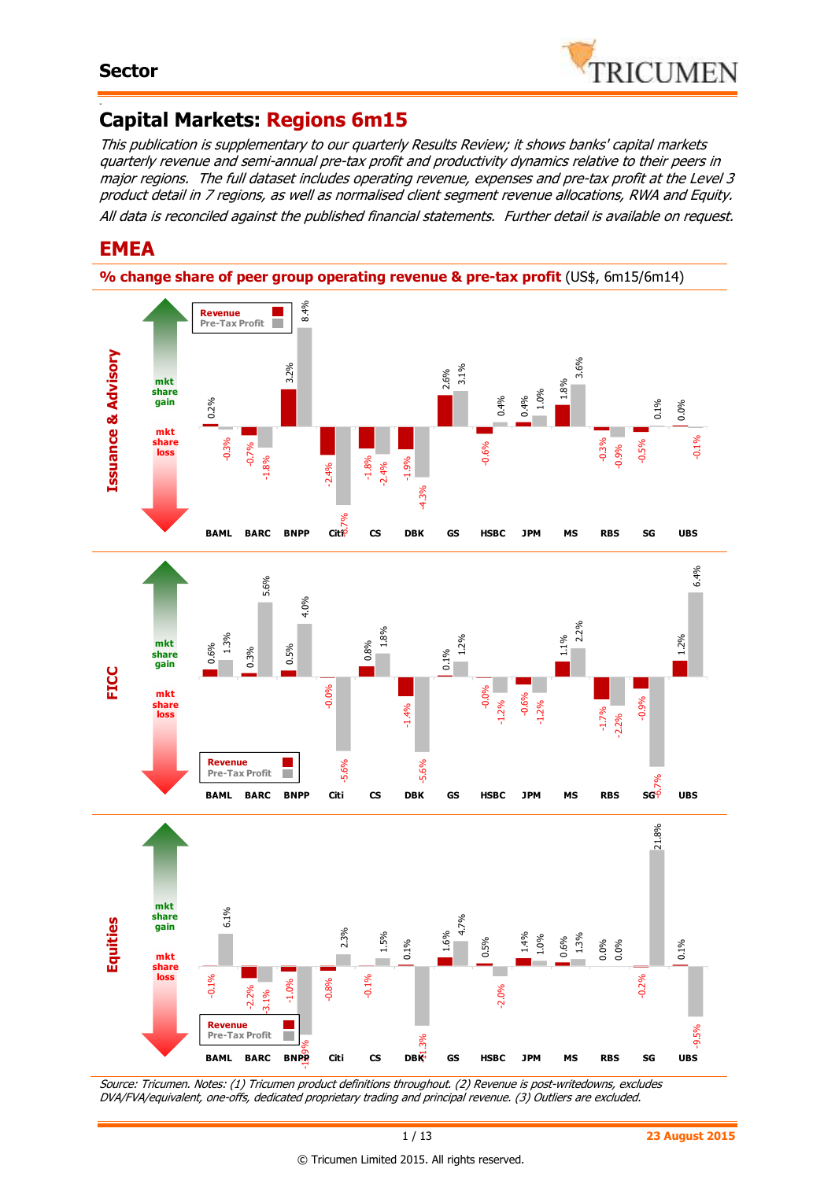**Sector**

# Capital Markets: Regions 6m15

*This publication is supplementary to our quarterly Results Review; it shows banks' capital markets quarterly revenue and semi-annual pre-tax profit and productivity dynamics relative to their peers in major regions. The full dataset includes operating revenue, expenses and pre-tax profit at the Level 3 product detail in 7 regions, as well as normalised client segment revenue allocations, RWA and Equity. All data is reconciled against the published financial statements. Further detail is available on request.*

## EMEA

### % change share of peer group operating revenue & pre-tax profit (US$, 6m15/6m14)

**Issuance & Advisory**

| | BAML | BARC | BNPP | Citi | CS | DBK | GS | HSBC | JPM | MS | RBS | SG | UBS |
|---|---|---|---|---|---|---|---|---|---|---|---|---|---|
| Revenue | 0.2% | -0.7% | 3.2% | -2.4% | -1.8% | -1.9% | 2.6% | -0.6% | 0.4% | 1.8% | -0.3% | -0.5% | 0.0% |
| Pre-Tax Profit | -0.3% | -1.8% | 8.4% | -6.7% | -2.4% | -4.3% | 3.1% | 0.4% | 1.0% | 3.6% | -0.9% | 0.1% | -0.1% |

**FICC**

| | BAML | BARC | BNPP | Citi | CS | DBK | GS | HSBC | JPM | MS | RBS | SG | UBS |
|---|---|---|---|---|---|---|---|---|---|---|---|---|---|
| Revenue | 0.6% | 0.3% | 0.5% | -0.0% | 0.8% | -1.4% | 0.1% | -0.0% | -0.6% | 1.1% | -1.7% | -0.9% | 1.2% |
| Pre-Tax Profit | 1.3% | 5.6% | 4.0% | -5.6% | 1.8% | -5.6% | 1.2% | -1.2% | -1.2% | 2.2% | -2.2% | -6.7% | 6.4% |

**Equities**

| | BAML | BARC | BNPP | Citi | CS | DBK | GS | HSBC | JPM | MS | RBS | SG | UBS |
|---|---|---|---|---|---|---|---|---|---|---|---|---|---|
| Revenue | -0.1% | -2.2% | -1.0% | -0.8% | -0.1% | 0.1% | 1.6% | 0.5% | 1.4% | 0.6% | 0.0% | -0.2% | 0.1% |
| Pre-Tax Profit | 6.1% | -3.1% | -1.9% | 2.3% | 1.5% | -11.3% | 4.7% | -2.0% | 1.0% | 1.3% | 0.0% | 21.8% | -9.5% |

*Source: Tricumen. Notes: (1) Tricumen product definitions throughout. (2) Revenue is post-writedowns, excludes DVA/FVA/equivalent, one-offs, dedicated proprietary trading and principal revenue. (3) Outliers are excluded.*

**23 August 2015**

© Tricumen Limited 2015. All rights reserved.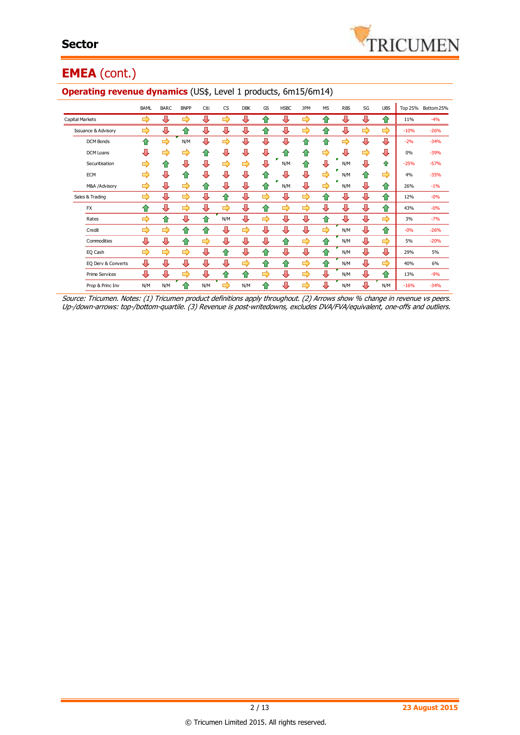# EMEA (cont.)

## Operating revenue dynamics (US$, Level 1 products, 6m15/6m14)

| | BAML | BARC | BNPP | Citi | CS | DBK | GS | HSBC | JPM | MS | RBS | SG | UBS | Top 25% | Bottom 25% |
|---|---|---|---|---|---|---|---|---|---|---|---|---|---|---|---|
| Capital Markets | ⇨ | ⇩ | ⇨ | ⇩ | ⇨ | ⇩ | ⇧ | ⇩ | ⇨ | ⇧ | ⇩ | ⇩ | ⇧ | 11% | -4% |
| Issuance & Advisory | ⇨ | ⇩ | ⇧ | ⇩ | ⇩ | ⇩ | ⇧ | ⇩ | ⇨ | ⇧ | ⇩ | ⇨ | ⇨ | -10% | -26% |
| DCM Bonds | ⇧ | ⇨ | N/M | ⇩ | ⇨ | ⇩ | ⇩ | ⇩ | ⇧ | ⇧ | ⇩ | ⇩ | ⇩ | -2% | -34% |
| DCM Loans | ⇩ | ⇨ | ⇨ | ⇧ | ⇩ | ⇩ | ⇩ | ⇧ | ⇧ | ⇨ | ⇩ | ⇨ | ⇩ | 0% | -39% |
| Securitisation | ⇨ | ⇧ | ⇩ | ⇩ | ⇨ | ⇨ | ⇩ | N/M | ⇧ | ⇩ | N/M | ⇩ | ⇧ | -25% | -57% |
| ECM | ⇨ | ⇩ | ⇧ | ⇩ | ⇩ | ⇩ | ⇧ | ⇩ | ⇩ | ⇨ | N/M | ⇧ | ⇨ | 4% | -35% |
| M&A /Advisory | ⇨ | ⇩ | ⇨ | ⇧ | ⇩ | ⇩ | ⇧ | N/M | ⇩ | ⇨ | N/M | ⇩ | ⇧ | 26% | -1% |
| Sales & Trading | ⇨ | ⇩ | ⇨ | ⇩ | ⇧ | ⇩ | ⇨ | ⇩ | ⇨ | ⇧ | ⇩ | ⇩ | ⇧ | 12% | -0% |
| FX | ⇧ | ⇩ | ⇨ | ⇩ | ⇨ | ⇩ | ⇧ | ⇨ | ⇨ | ⇩ | ⇩ | ⇩ | ⇧ | 43% | -0% |
| Rates | ⇨ | ⇧ | ⇩ | ⇧ | N/M | ⇩ | ⇨ | ⇩ | ⇩ | ⇧ | ⇩ | ⇩ | ⇨ | 3% | -7% |
| Credit | ⇨ | ⇨ | ⇧ | ⇧ | ⇩ | ⇨ | ⇩ | ⇩ | ⇩ | ⇨ | N/M | ⇩ | ⇧ | -0% | -26% |
| Commodities | ⇩ | ⇩ | ⇧ | ⇨ | ⇩ | ⇩ | ⇩ | ⇧ | ⇨ | ⇧ | N/M | ⇩ | ⇨ | 5% | -20% |
| EQ Cash | ⇨ | ⇨ | ⇨ | ⇩ | ⇧ | ⇩ | ⇧ | ⇩ | ⇩ | ⇧ | N/M | ⇩ | ⇩ | 29% | 5% |
| EQ Derv & Converts | ⇩ | ⇩ | ⇩ | ⇩ | ⇩ | ⇨ | ⇧ | ⇧ | ⇨ | ⇧ | N/M | ⇩ | ⇨ | 40% | 6% |
| Prime Services | ⇩ | ⇩ | ⇨ | ⇩ | ⇧ | ⇧ | ⇨ | ⇩ | ⇨ | ⇩ | N/M | ⇩ | ⇧ | 13% | -9% |
| Prop & Princ Inv | N/M | N/M | ⇧ | N/M | ⇨ | N/M | ⇧ | ⇩ | ⇨ | ⇩ | N/M | ⇩ | N/M | -16% | -34% |

*Source: Tricumen. Notes: (1) Tricumen product definitions apply throughout. (2) Arrows show % change in revenue vs peers. Up-/down-arrows: top-/bottom-quartile. (3) Revenue is post-writedowns, excludes DVA/FVA/equivalent, one-offs and outliers.*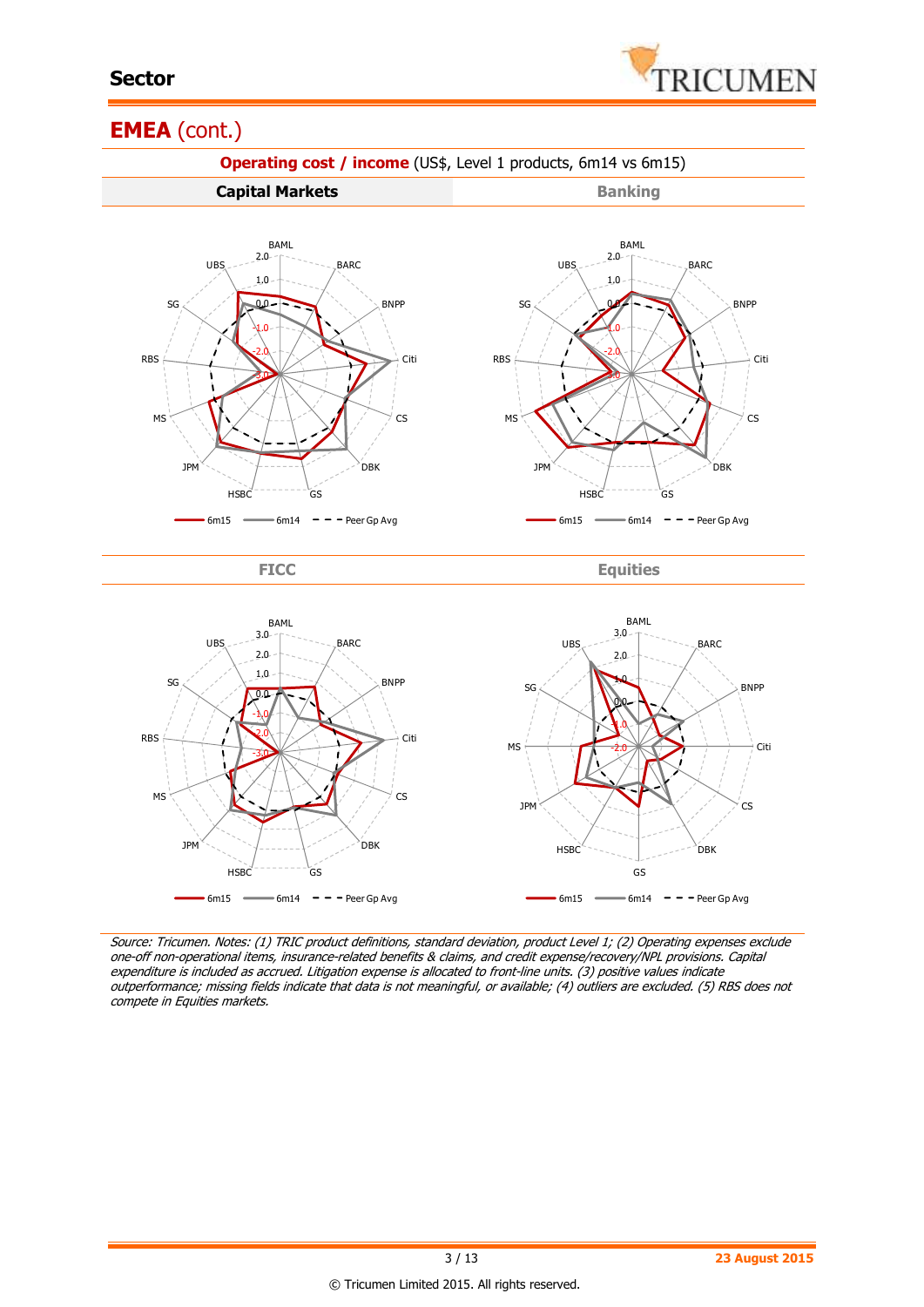## EMEA (cont.)

**Operating cost / income** (US$, Level 1 products, 6m14 vs 6m15)

| **Capital Markets** | **Banking** |
|---|---|

| **FICC** | **Equities** |
|---|---|

*Source: Tricumen. Notes: (1) TRIC product definitions, standard deviation, product Level 1; (2) Operating expenses exclude one-off non-operational items, insurance-related benefits & claims, and credit expense/recovery/NPL provisions. Capital expenditure is included as accrued. Litigation expense is allocated to front-line units. (3) positive values indicate outperformance; missing fields indicate that data is not meaningful, or available; (4) outliers are excluded. (5) RBS does not compete in Equities markets.*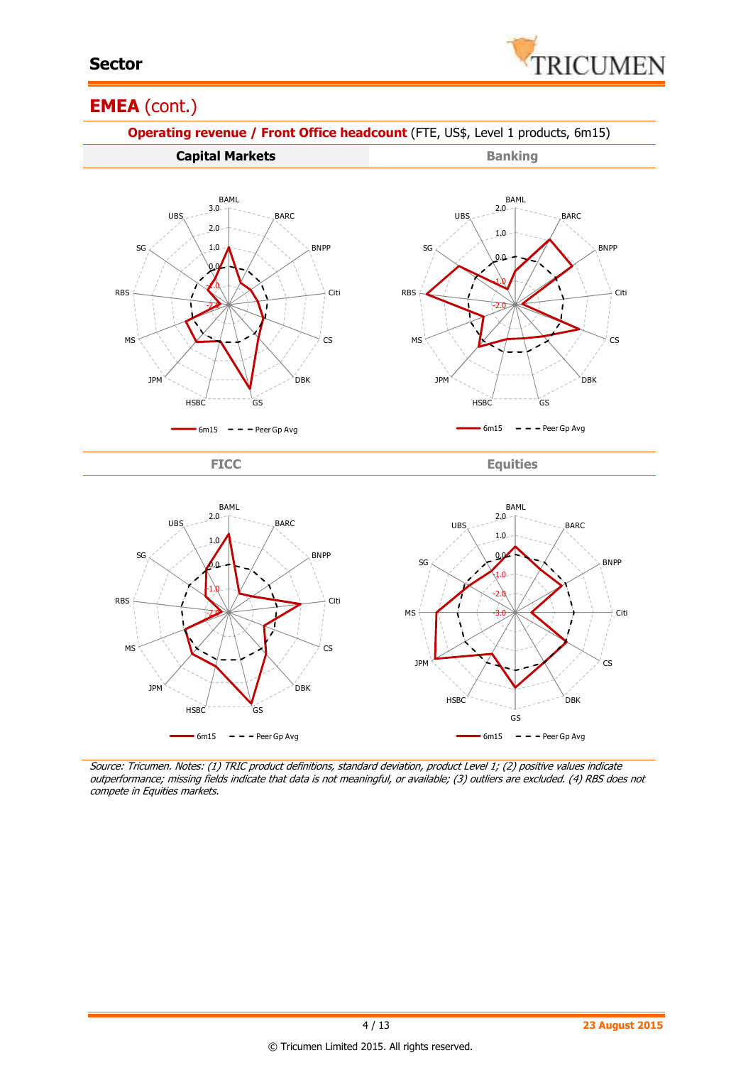## EMEA (cont.)

**Operating revenue / Front Office headcount** (FTE, US$, Level 1 products, 6m15)

**Capital Markets** | **Banking**

BAML UBS BARC SG BNPP RBS Citi MS CS JPM DBK HSBC GS

3.0 2.0 1.0 0.0 -1.0 -2.0

6m15 Peer Gp Avg

BAML UBS BARC SG BNPP RBS Citi MS CS JPM DBK HSBC GS

2.0 1.0 0.0 -1.0 -2.0

6m15 Peer Gp Avg

**FICC** | **Equities**

BAML UBS BARC SG BNPP RBS Citi MS CS JPM DBK HSBC GS

2.0 1.0 0.0 -1.0 -2.0

6m15 Peer Gp Avg

BAML UBS BARC SG BNPP MS Citi JPM CS HSBC DBK GS

2.0 1.0 0.0 -1.0 -2.0 -3.0

6m15 Peer Gp Avg

*Source: Tricumen. Notes: (1) TRIC product definitions, standard deviation, product Level 1; (2) positive values indicate outperformance; missing fields indicate that data is not meaningful, or available; (3) outliers are excluded. (4) RBS does not compete in Equities markets.*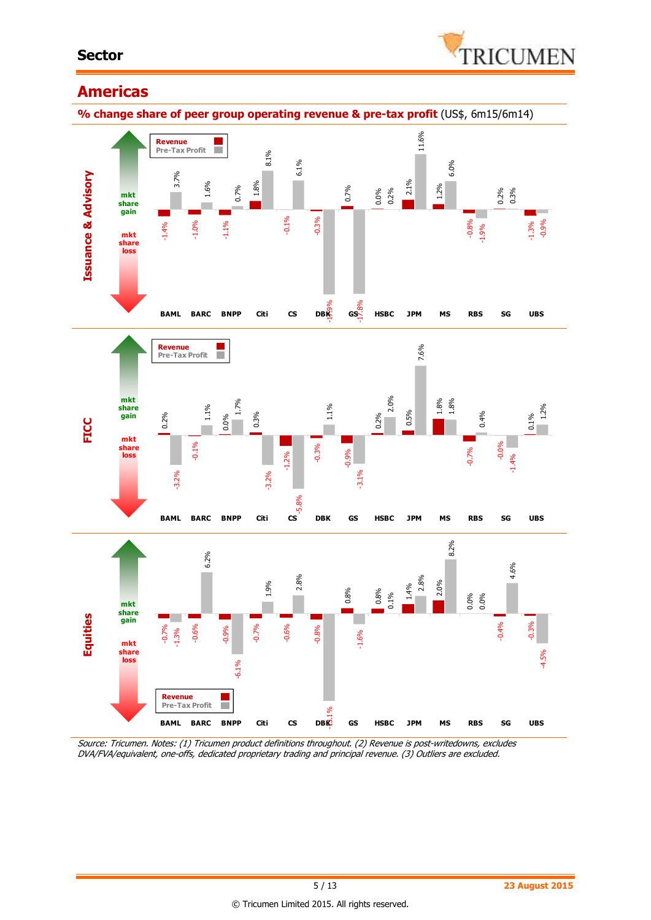## Sector

# Americas

**% change share of peer group operating revenue & pre-tax profit** (US$, 6m15/6m14)

**Issuance & Advisory**

| | BAML | BARC | BNPP | Citi | CS | DBK | GS | HSBC | JPM | MS | RBS | SG | UBS |
|---|---|---|---|---|---|---|---|---|---|---|---|---|---|
| Revenue | -1.4% | -1.0% | -1.1% | 1.8% | -0.1% | -0.3% | 0.7% | 0.0% | 2.1% | 1.2% | -0.8% | 0.2% | -1.3% |
| Pre-Tax Profit | 3.7% | 1.6% | 0.7% | 8.1% | 6.1% | -17.9% | -17.8% | 0.2% | 11.6% | 6.0% | -1.9% | 0.3% | -0.9% |

**FICC**

| | BAML | BARC | BNPP | Citi | CS | DBK | GS | HSBC | JPM | MS | RBS | SG | UBS |
|---|---|---|---|---|---|---|---|---|---|---|---|---|---|
| Revenue | 0.2% | -0.1% | 0.0% | 0.3% | -1.2% | -0.3% | -0.9% | 0.2% | 0.5% | 1.8% | -0.7% | -0.0% | 0.1% |
| Pre-Tax Profit | -3.2% | 1.1% | 1.7% | -3.2% | -5.8% | 1.1% | -3.1% | 2.0% | 7.6% | 1.8% | 0.4% | -1.4% | 1.2% |

**Equities**

| | BAML | BARC | BNPP | Citi | CS | DBK | GS | HSBC | JPM | MS | RBS | SG | UBS |
|---|---|---|---|---|---|---|---|---|---|---|---|---|---|
| Revenue | -0.7% | -0.6% | -0.9% | -0.7% | -0.6% | -0.8% | 0.8% | 0.8% | 1.4% | 2.0% | 0.0% | -0.4% | -0.3% |
| Pre-Tax Profit | -1.3% | 6.2% | -6.1% | 1.9% | 2.8% | -13.1% | -1.6% | 0.1% | 2.8% | 8.2% | 0.0% | 4.6% | -4.5% |

*Source: Tricumen. Notes: (1) Tricumen product definitions throughout. (2) Revenue is post-writedowns, excludes DVA/FVA/equivalent, one-offs, dedicated proprietary trading and principal revenue. (3) Outliers are excluded.*

23 August 2015

© Tricumen Limited 2015. All rights reserved.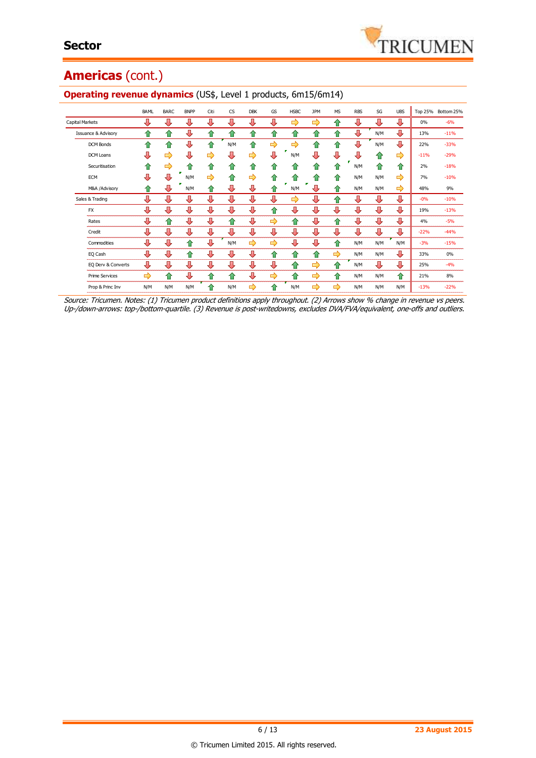# Americas (cont.)

## Operating revenue dynamics (US$, Level 1 products, 6m15/6m14)

| | BAML | BARC | BNPP | Citi | CS | DBK | GS | HSBC | JPM | MS | RBS | SG | UBS | Top 25% | Bottom 25% |
|---|---|---|---|---|---|---|---|---|---|---|---|---|---|---|---|
| Capital Markets | ⇩ | ⇩ | ⇩ | ⇩ | ⇩ | ⇩ | ⇩ | ⇨ | ⇨ | ⇧ | ⇩ | ⇩ | ⇩ | 0% | -6% |
| Issuance & Advisory | ⇧ | ⇧ | ⇩ | ⇧ | ⇧ | ⇧ | ⇧ | ⇧ | ⇧ | ⇧ | ⇩ | N/M | ⇩ | 13% | -11% |
| DCM Bonds | ⇧ | ⇧ | ⇩ | ⇧ | N/M | ⇧ | ⇨ | ⇨ | ⇧ | ⇧ | ⇩ | N/M | ⇩ | 22% | -33% |
| DCM Loans | ⇩ | ⇨ | ⇩ | ⇨ | ⇩ | ⇨ | ⇩ | N/M | ⇩ | ⇩ | ⇩ | ⇧ | ⇨ | -11% | -29% |
| Securitisation | ⇧ | ⇨ | ⇧ | ⇧ | ⇧ | ⇧ | ⇧ | ⇧ | ⇧ | ⇧ | N/M | ⇧ | ⇧ | 2% | -18% |
| ECM | ⇩ | ⇩ | N/M | ⇨ | ⇧ | ⇨ | ⇧ | ⇧ | ⇧ | ⇧ | N/M | N/M | ⇨ | 7% | -10% |
| M&A /Advisory | ⇧ | ⇩ | N/M | ⇧ | ⇩ | ⇩ | ⇧ | N/M | ⇩ | ⇧ | N/M | N/M | ⇨ | 48% | 9% |
| Sales & Trading | ⇩ | ⇩ | ⇩ | ⇩ | ⇩ | ⇩ | ⇩ | ⇨ | ⇩ | ⇧ | ⇩ | ⇩ | ⇩ | -0% | -10% |
| FX | ⇩ | ⇩ | ⇩ | ⇩ | ⇩ | ⇩ | ⇧ | ⇩ | ⇩ | ⇩ | ⇩ | ⇩ | ⇩ | 19% | -13% |
| Rates | ⇩ | ⇧ | ⇩ | ⇩ | ⇧ | ⇩ | ⇨ | ⇧ | ⇩ | ⇧ | ⇩ | ⇩ | ⇩ | 4% | -5% |
| Credit | ⇩ | ⇩ | ⇩ | ⇩ | ⇩ | ⇩ | ⇩ | ⇩ | ⇩ | ⇩ | ⇩ | ⇩ | ⇩ | -22% | -44% |
| Commodities | ⇩ | ⇩ | ⇧ | ⇩ | N/M | ⇨ | ⇨ | ⇩ | ⇩ | ⇧ | N/M | N/M | N/M | -3% | -15% |
| EQ Cash | ⇩ | ⇩ | ⇧ | ⇩ | ⇩ | ⇩ | ⇧ | ⇧ | ⇧ | ⇨ | N/M | N/M | ⇩ | 33% | 0% |
| EQ Derv & Converts | ⇩ | ⇩ | ⇩ | ⇩ | ⇩ | ⇩ | ⇩ | ⇧ | ⇨ | ⇧ | N/M | ⇩ | ⇩ | 25% | -4% |
| Prime Services | ⇨ | ⇧ | ⇩ | ⇧ | ⇧ | ⇩ | ⇨ | ⇧ | ⇨ | ⇧ | N/M | N/M | ⇧ | 21% | 8% |
| Prop & Princ Inv | N/M | N/M | N/M | ⇧ | N/M | ⇨ | ⇧ | N/M | ⇨ | ⇨ | N/M | N/M | N/M | -13% | -22% |

*Source: Tricumen. Notes: (1) Tricumen product definitions apply throughout. (2) Arrows show % change in revenue vs peers. Up-/down-arrows: top-/bottom-quartile. (3) Revenue is post-writedowns, excludes DVA/FVA/equivalent, one-offs and outliers.*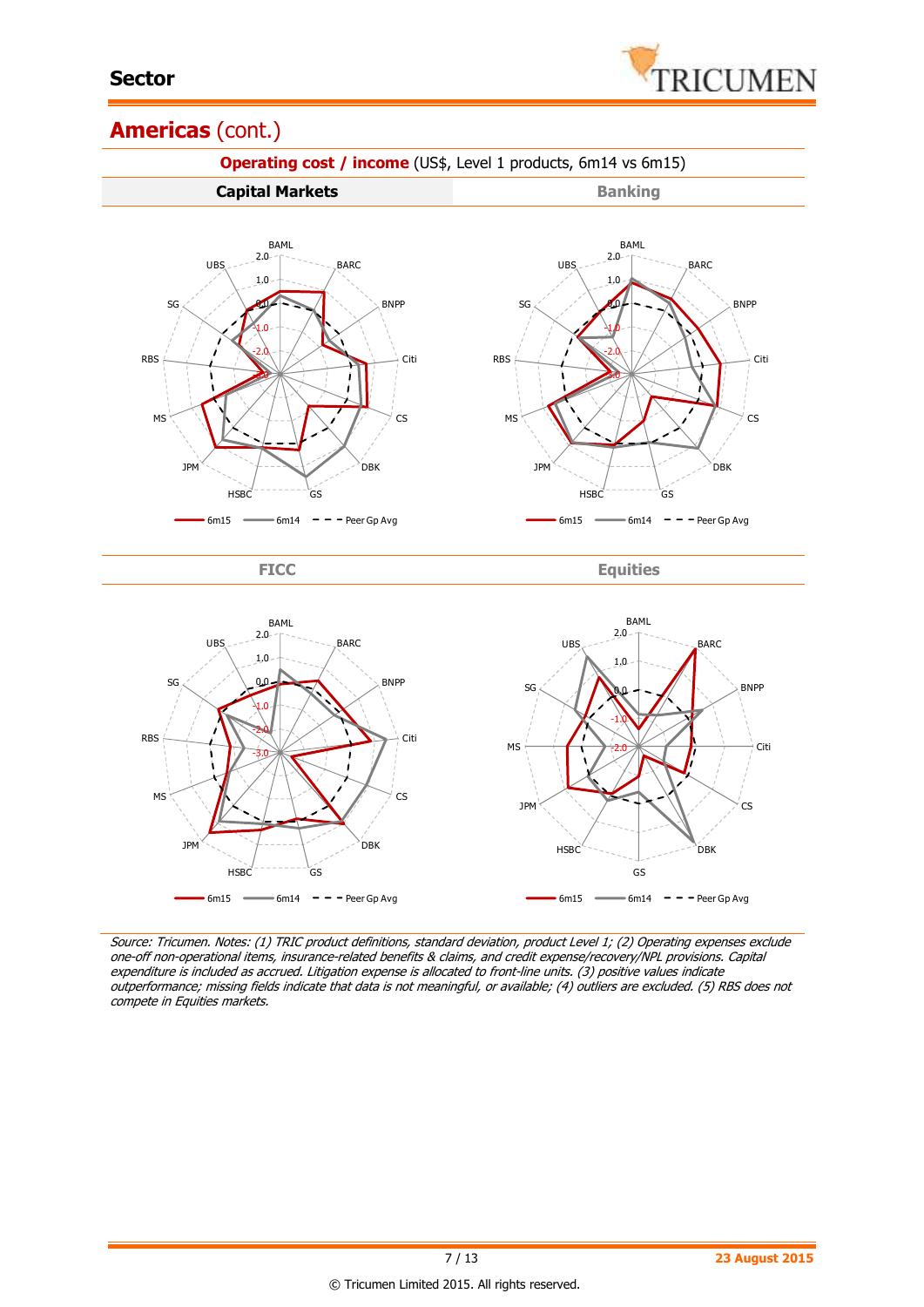## Americas (cont.)

**Operating cost / income** (US$, Level 1 products, 6m14 vs 6m15)

**Capital Markets**

BAML, BARC, BNPP, Citi, CS, DBK, GS, HSBC, JPM, MS, RBS, SG, UBS

2.0, 1.0, 0.0, -1.0, -2.0, -3.0

6m15 | 6m14 | Peer Gp Avg

**Banking**

BAML, BARC, BNPP, Citi, CS, DBK, GS, HSBC, JPM, MS, RBS, SG, UBS

2.0, 1.0, 0.0, -1.0, -2.0, -3.0

6m15 | 6m14 | Peer Gp Avg

**FICC**

BAML, BARC, BNPP, Citi, CS, DBK, GS, HSBC, JPM, MS, RBS, SG, UBS

2.0, 1.0, 0.0, -1.0, -2.0, -3.0

6m15 | 6m14 | Peer Gp Avg

**Equities**

BAML, BARC, BNPP, Citi, CS, DBK, GS, HSBC, JPM, MS, SG, UBS

2.0, 1.0, 0.0, -1.0, -2.0

6m15 | 6m14 | Peer Gp Avg

*Source: Tricumen. Notes: (1) TRIC product definitions, standard deviation, product Level 1; (2) Operating expenses exclude one-off non-operational items, insurance-related benefits & claims, and credit expense/recovery/NPL provisions. Capital expenditure is included as accrued. Litigation expense is allocated to front-line units. (3) positive values indicate outperformance; missing fields indicate that data is not meaningful, or available; (4) outliers are excluded. (5) RBS does not compete in Equities markets.*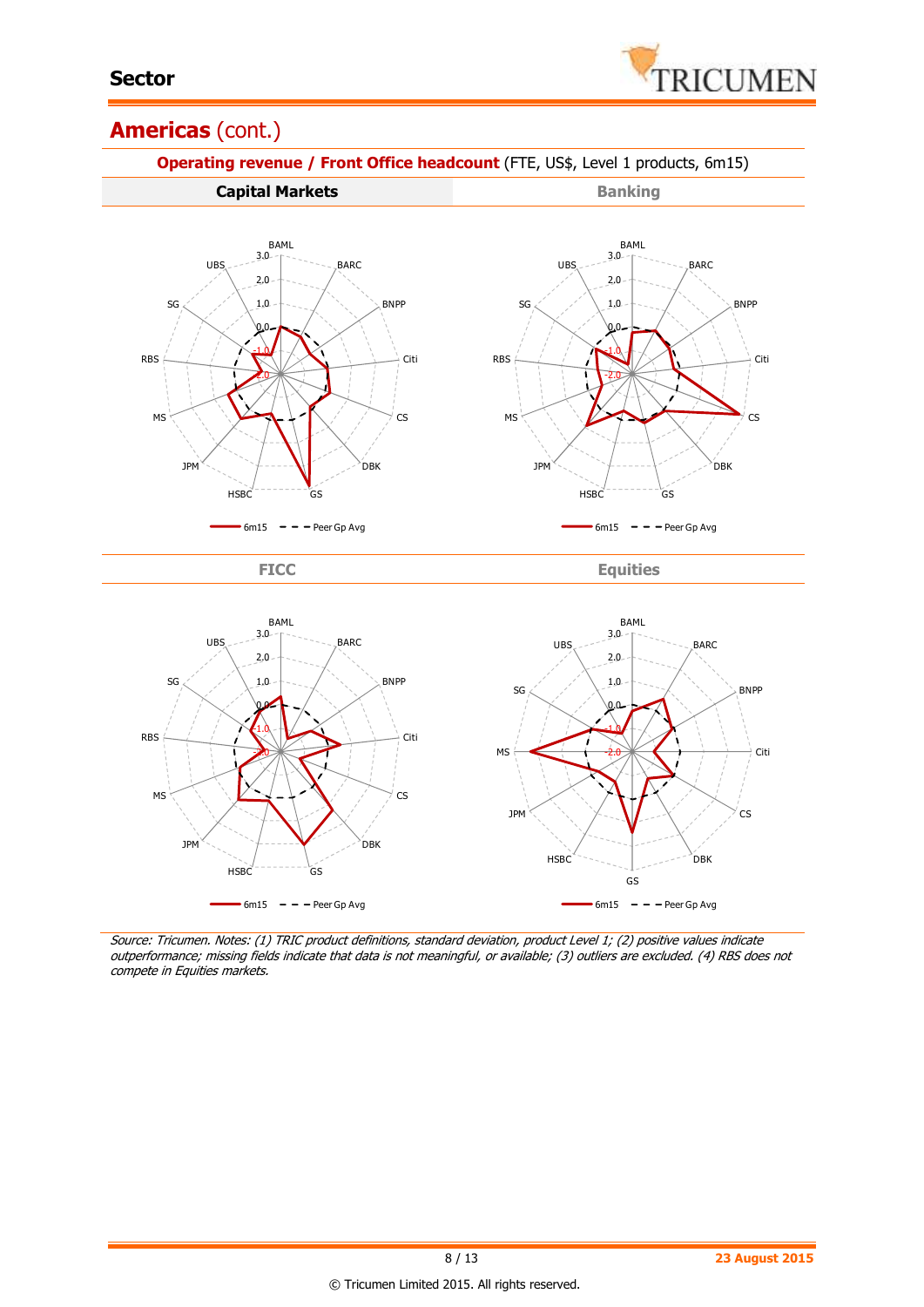# Americas (cont.)

**Operating revenue / Front Office headcount** (FTE, US$, Level 1 products, 6m15)

| Capital Markets | Banking |
| --- | --- |

| FICC | Equities |
| --- | --- |

*Source: Tricumen. Notes: (1) TRIC product definitions, standard deviation, product Level 1; (2) positive values indicate outperformance; missing fields indicate that data is not meaningful, or available; (3) outliers are excluded. (4) RBS does not compete in Equities markets.*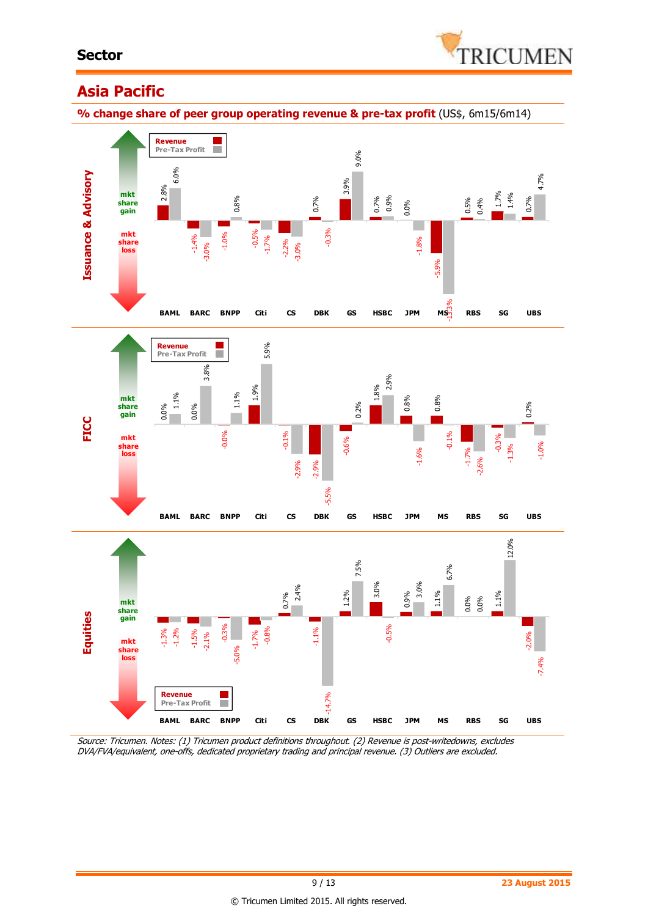**Sector**

## Asia Pacific

**% change share of peer group operating revenue & pre-tax profit** (US$, 6m15/6m14)

### Issuance & Advisory

| | BAML | BARC | BNPP | Citi | CS | DBK | GS | HSBC | JPM | MS | RBS | SG | UBS |
|---|---|---|---|---|---|---|---|---|---|---|---|---|---|
| Revenue | 2.8% | -1.4% | -1.0% | -0.5% | -2.2% | 0.7% | 3.9% | 0.7% | 0.0% | -5.9% | 0.5% | 1.7% | 0.7% |
| Pre-Tax Profit | 6.0% | -3.0% | 0.8% | -1.7% | -3.0% | -0.3% | 9.0% | 0.9% | -1.8% | -13.3% | 0.4% | 1.4% | 4.7% |

### FICC

| | BAML | BARC | BNPP | Citi | CS | DBK | GS | HSBC | JPM | MS | RBS | SG | UBS |
|---|---|---|---|---|---|---|---|---|---|---|---|---|---|
| Revenue | 0.0% | 0.0% | -0.0% | 1.9% | -0.1% | -2.9% | -0.6% | 1.8% | 0.8% | 0.8% | -1.7% | -0.3% | 0.2% |
| Pre-Tax Profit | 1.1% | 3.8% | 1.1% | 5.9% | -2.9% | -5.5% | 0.2% | 2.9% | -1.6% | -0.1% | -2.6% | -1.3% | -1.0% |

### Equities

| | BAML | BARC | BNPP | Citi | CS | DBK | GS | HSBC | JPM | MS | RBS | SG | UBS |
|---|---|---|---|---|---|---|---|---|---|---|---|---|---|
| Revenue | -1.3% | -1.5% | -0.3% | -1.7% | 0.7% | -1.1% | 1.2% | 3.0% | 0.9% | 1.1% | 0.0% | 1.1% | -2.0% |
| Pre-Tax Profit | -1.2% | -2.1% | -5.0% | -0.8% | 2.4% | -14.7% | 7.5% | -0.5% | 3.0% | 6.7% | 0.0% | 12.0% | -7.4% |

*Source: Tricumen. Notes: (1) Tricumen product definitions throughout. (2) Revenue is post-writedowns, excludes DVA/FVA/equivalent, one-offs, dedicated proprietary trading and principal revenue. (3) Outliers are excluded.*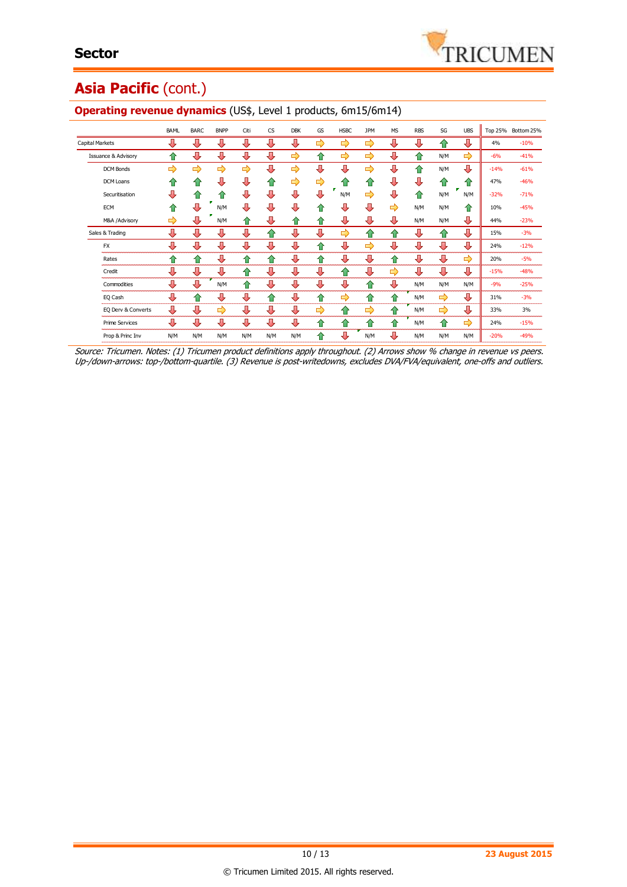## Sector

# Asia Pacific (cont.)

## Operating revenue dynamics (US$, Level 1 products, 6m15/6m14)

| | BAML | BARC | BNPP | Citi | CS | DBK | GS | HSBC | JPM | MS | RBS | SG | UBS | Top 25% | Bottom 25% |
|---|---|---|---|---|---|---|---|---|---|---|---|---|---|---|---|
| Capital Markets | ⇩ | ⇩ | ⇩ | ⇩ | ⇩ | ⇩ | ⇨ | ⇨ | ⇨ | ⇩ | ⇩ | ⇧ | ⇩ | 4% | -10% |
| Issuance & Advisory | ⇧ | ⇩ | ⇩ | ⇩ | ⇩ | ⇨ | ⇧ | ⇨ | ⇨ | ⇩ | ⇧ | N/M | ⇨ | -6% | -41% |
| DCM Bonds | ⇨ | ⇨ | ⇨ | ⇨ | ⇩ | ⇨ | ⇩ | ⇩ | ⇨ | ⇩ | ⇧ | N/M | ⇩ | -14% | -61% |
| DCM Loans | ⇧ | ⇧ | ⇩ | ⇩ | ⇧ | ⇨ | ⇨ | ⇧ | ⇧ | ⇩ | ⇩ | ⇧ | ⇧ | 47% | -46% |
| Securitisation | ⇩ | ⇧ | ⇧ | ⇩ | ⇩ | ⇩ | ⇩ | N/M | ⇨ | ⇩ | ⇧ | N/M | N/M | -32% | -71% |
| ECM | ⇧ | ⇩ | N/M | ⇩ | ⇩ | ⇩ | ⇧ | ⇩ | ⇩ | ⇨ | N/M | N/M | ⇧ | 10% | -45% |
| M&A /Advisory | ⇨ | ⇩ | N/M | ⇧ | ⇩ | ⇧ | ⇧ | ⇩ | ⇩ | ⇩ | N/M | N/M | ⇩ | 44% | -23% |
| Sales & Trading | ⇩ | ⇩ | ⇩ | ⇩ | ⇧ | ⇩ | ⇩ | ⇨ | ⇧ | ⇧ | ⇩ | ⇧ | ⇩ | 15% | -3% |
| FX | ⇩ | ⇩ | ⇩ | ⇩ | ⇩ | ⇩ | ⇧ | ⇩ | ⇨ | ⇩ | ⇩ | ⇩ | ⇩ | 24% | -12% |
| Rates | ⇧ | ⇧ | ⇩ | ⇧ | ⇧ | ⇩ | ⇧ | ⇩ | ⇩ | ⇧ | ⇩ | ⇩ | ⇨ | 20% | -5% |
| Credit | ⇩ | ⇩ | ⇩ | ⇧ | ⇩ | ⇩ | ⇩ | ⇧ | ⇩ | ⇨ | ⇩ | ⇩ | ⇩ | -15% | -48% |
| Commodities | ⇩ | ⇩ | N/M | ⇧ | ⇩ | ⇩ | ⇩ | ⇩ | ⇧ | ⇩ | N/M | N/M | N/M | -9% | -25% |
| EQ Cash | ⇩ | ⇧ | ⇩ | ⇩ | ⇧ | ⇩ | ⇧ | ⇨ | ⇧ | ⇧ | N/M | ⇨ | ⇩ | 31% | -3% |
| EQ Derv & Converts | ⇩ | ⇩ | ⇨ | ⇩ | ⇩ | ⇩ | ⇨ | ⇧ | ⇨ | ⇧ | N/M | ⇨ | ⇩ | 33% | 3% |
| Prime Services | ⇩ | ⇩ | ⇩ | ⇩ | ⇩ | ⇩ | ⇧ | ⇧ | ⇧ | ⇧ | N/M | ⇧ | ⇨ | 24% | -15% |
| Prop & Princ Inv | N/M | N/M | N/M | N/M | N/M | N/M | ⇧ | ⇩ | N/M | ⇩ | N/M | N/M | N/M | -20% | -49% |

*Source: Tricumen. Notes: (1) Tricumen product definitions apply throughout. (2) Arrows show % change in revenue vs peers. Up-/down-arrows: top-/bottom-quartile. (3) Revenue is post-writedowns, excludes DVA/FVA/equivalent, one-offs and outliers.*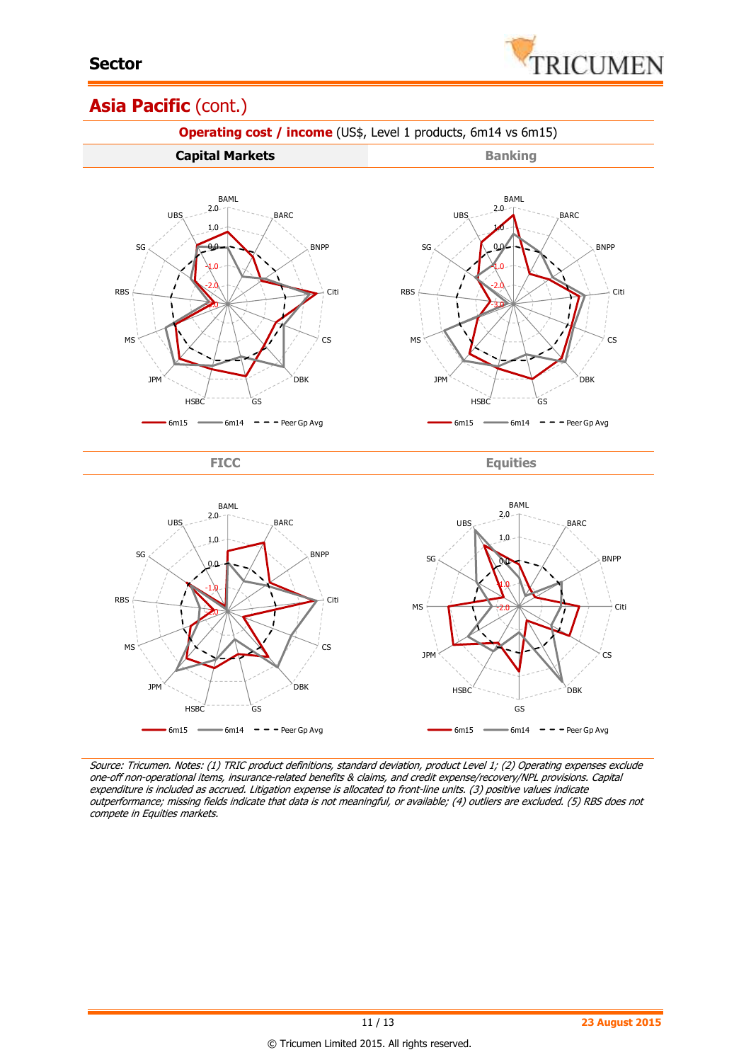## Asia Pacific (cont.)

**Operating cost / income** (US$, Level 1 products, 6m14 vs 6m15)

**Capital Markets** | **Banking**

BAML, BARC, BNPP, Citi, CS, DBK, GS, HSBC, JPM, MS, RBS, SG, UBS

6m15 — 6m14 — Peer Gp Avg

**FICC** | **Equities**

6m15 — 6m14 — Peer Gp Avg

*Source: Tricumen. Notes: (1) TRIC product definitions, standard deviation, product Level 1; (2) Operating expenses exclude one-off non-operational items, insurance-related benefits & claims, and credit expense/recovery/NPL provisions. Capital expenditure is included as accrued. Litigation expense is allocated to front-line units. (3) positive values indicate outperformance; missing fields indicate that data is not meaningful, or available; (4) outliers are excluded. (5) RBS does not compete in Equities markets.*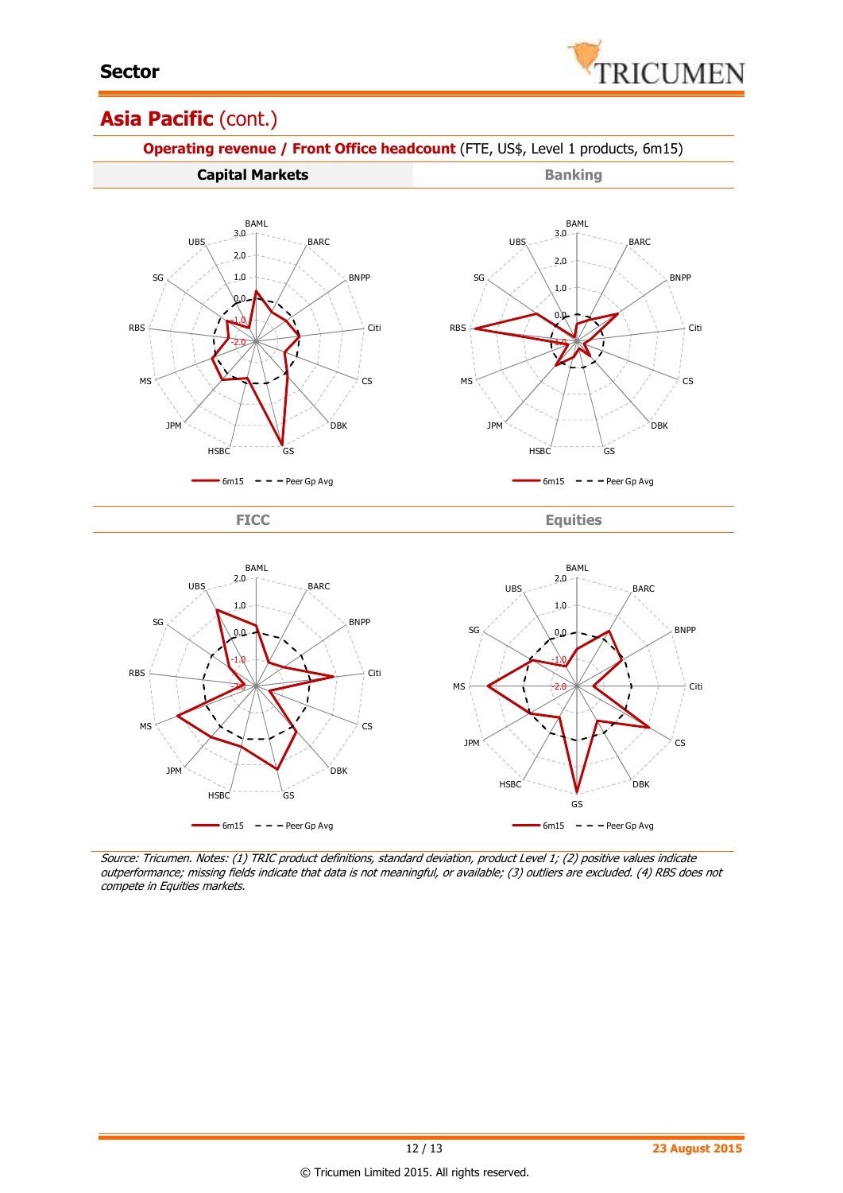## Asia Pacific (cont.)

**Operating revenue / Front Office headcount** (FTE, US$, Level 1 products, 6m15)

### Capital Markets

BAML, BARC, BNPP, Citi, CS, DBK, GS, HSBC, JPM, MS, RBS, SG, UBS

3.0, 2.0, 1.0, 0.0, -1.0, -2.0

6m15 — Peer Gp Avg

### Banking

BAML, BARC, BNPP, Citi, CS, DBK, GS, HSBC, JPM, MS, RBS, SG, UBS

3.0, 2.0, 1.0, 0.0, -1.0

6m15 — Peer Gp Avg

### FICC

BAML, BARC, BNPP, Citi, CS, DBK, GS, HSBC, JPM, MS, RBS, SG, UBS

2.0, 1.0, 0.0, -1.0, -2.0

6m15 — Peer Gp Avg

### Equities

BAML, BARC, BNPP, Citi, CS, DBK, GS, HSBC, JPM, MS, SG, UBS

2.0, 1.0, 0.0, -1.0, -2.0

6m15 — Peer Gp Avg

*Source: Tricumen. Notes: (1) TRIC product definitions, standard deviation, product Level 1; (2) positive values indicate outperformance; missing fields indicate that data is not meaningful, or available; (3) outliers are excluded. (4) RBS does not compete in Equities markets.*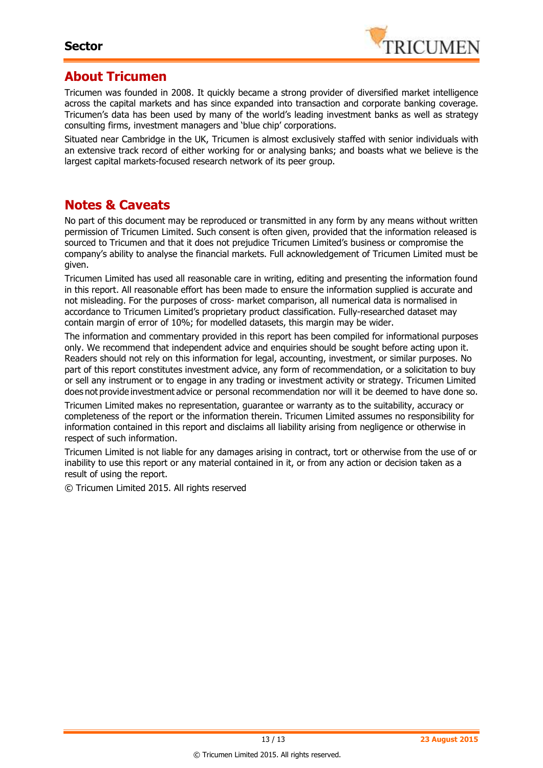## About Tricumen

Tricumen was founded in 2008. It quickly became a strong provider of diversified market intelligence across the capital markets and has since expanded into transaction and corporate banking coverage. Tricumen's data has been used by many of the world's leading investment banks as well as strategy consulting firms, investment managers and 'blue chip' corporations.

Situated near Cambridge in the UK, Tricumen is almost exclusively staffed with senior individuals with an extensive track record of either working for or analysing banks; and boasts what we believe is the largest capital markets-focused research network of its peer group.

## Notes & Caveats

No part of this document may be reproduced or transmitted in any form by any means without written permission of Tricumen Limited. Such consent is often given, provided that the information released is sourced to Tricumen and that it does not prejudice Tricumen Limited's business or compromise the company's ability to analyse the financial markets. Full acknowledgement of Tricumen Limited must be given.

Tricumen Limited has used all reasonable care in writing, editing and presenting the information found in this report. All reasonable effort has been made to ensure the information supplied is accurate and not misleading. For the purposes of cross- market comparison, all numerical data is normalised in accordance to Tricumen Limited's proprietary product classification. Fully-researched dataset may contain margin of error of 10%; for modelled datasets, this margin may be wider.

The information and commentary provided in this report has been compiled for informational purposes only. We recommend that independent advice and enquiries should be sought before acting upon it. Readers should not rely on this information for legal, accounting, investment, or similar purposes. No part of this report constitutes investment advice, any form of recommendation, or a solicitation to buy or sell any instrument or to engage in any trading or investment activity or strategy. Tricumen Limited does not provide investment advice or personal recommendation nor will it be deemed to have done so.

Tricumen Limited makes no representation, guarantee or warranty as to the suitability, accuracy or completeness of the report or the information therein. Tricumen Limited assumes no responsibility for information contained in this report and disclaims all liability arising from negligence or otherwise in respect of such information.

Tricumen Limited is not liable for any damages arising in contract, tort or otherwise from the use of or inability to use this report or any material contained in it, or from any action or decision taken as a result of using the report.

© Tricumen Limited 2015. All rights reserved